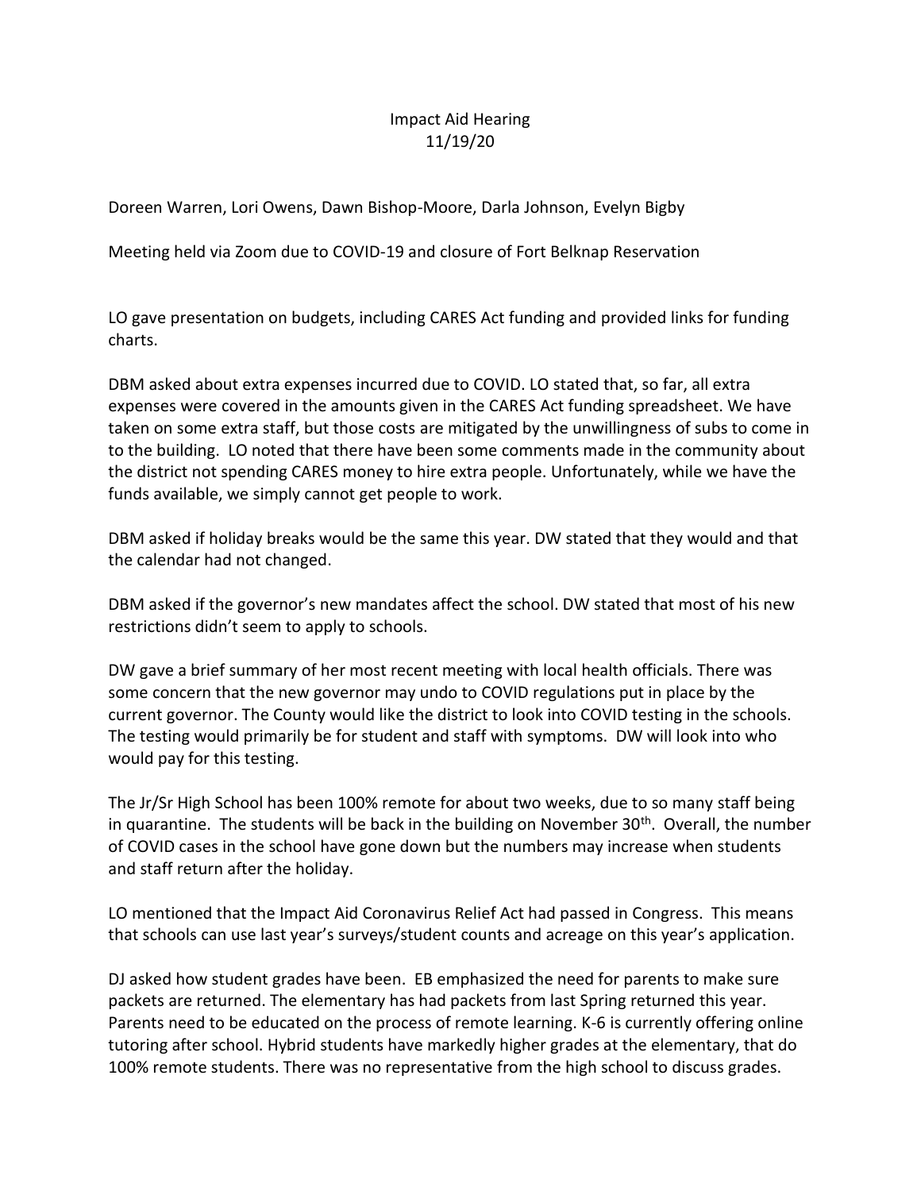# Impact Aid Hearing
## 11/19/20

Doreen Warren, Lori Owens, Dawn Bishop-Moore, Darla Johnson, Evelyn Bigby

Meeting held via Zoom due to COVID-19 and closure of Fort Belknap Reservation

LO gave presentation on budgets, including CARES Act funding and provided links for funding charts.

DBM asked about extra expenses incurred due to COVID. LO stated that, so far, all extra expenses were covered in the amounts given in the CARES Act funding spreadsheet. We have taken on some extra staff, but those costs are mitigated by the unwillingness of subs to come in to the building. LO noted that there have been some comments made in the community about the district not spending CARES money to hire extra people. Unfortunately, while we have the funds available, we simply cannot get people to work.

DBM asked if holiday breaks would be the same this year. DW stated that they would and that the calendar had not changed.

DBM asked if the governor's new mandates affect the school. DW stated that most of his new restrictions didn't seem to apply to schools.

DW gave a brief summary of her most recent meeting with local health officials. There was some concern that the new governor may undo to COVID regulations put in place by the current governor. The County would like the district to look into COVID testing in the schools. The testing would primarily be for student and staff with symptoms. DW will look into who would pay for this testing.

The Jr/Sr High School has been 100% remote for about two weeks, due to so many staff being in quarantine. The students will be back in the building on November 30th. Overall, the number of COVID cases in the school have gone down but the numbers may increase when students and staff return after the holiday.

LO mentioned that the Impact Aid Coronavirus Relief Act had passed in Congress. This means that schools can use last year's surveys/student counts and acreage on this year's application.

DJ asked how student grades have been. EB emphasized the need for parents to make sure packets are returned. The elementary has had packets from last Spring returned this year. Parents need to be educated on the process of remote learning. K-6 is currently offering online tutoring after school. Hybrid students have markedly higher grades at the elementary, that do 100% remote students. There was no representative from the high school to discuss grades.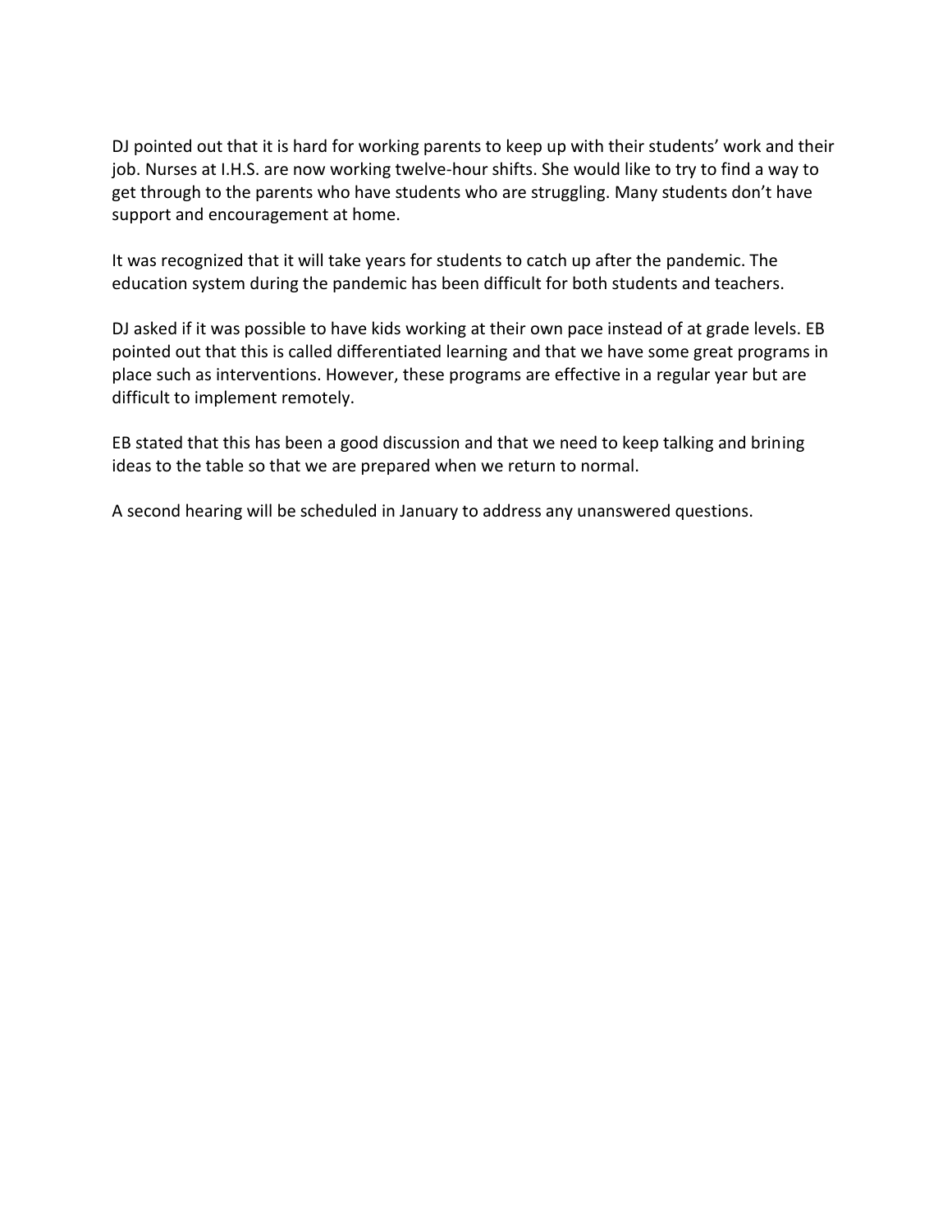DJ pointed out that it is hard for working parents to keep up with their students' work and their job. Nurses at I.H.S. are now working twelve-hour shifts. She would like to try to find a way to get through to the parents who have students who are struggling. Many students don't have support and encouragement at home.

It was recognized that it will take years for students to catch up after the pandemic. The education system during the pandemic has been difficult for both students and teachers.

DJ asked if it was possible to have kids working at their own pace instead of at grade levels. EB pointed out that this is called differentiated learning and that we have some great programs in place such as interventions. However, these programs are effective in a regular year but are difficult to implement remotely.

EB stated that this has been a good discussion and that we need to keep talking and brining ideas to the table so that we are prepared when we return to normal.

A second hearing will be scheduled in January to address any unanswered questions.